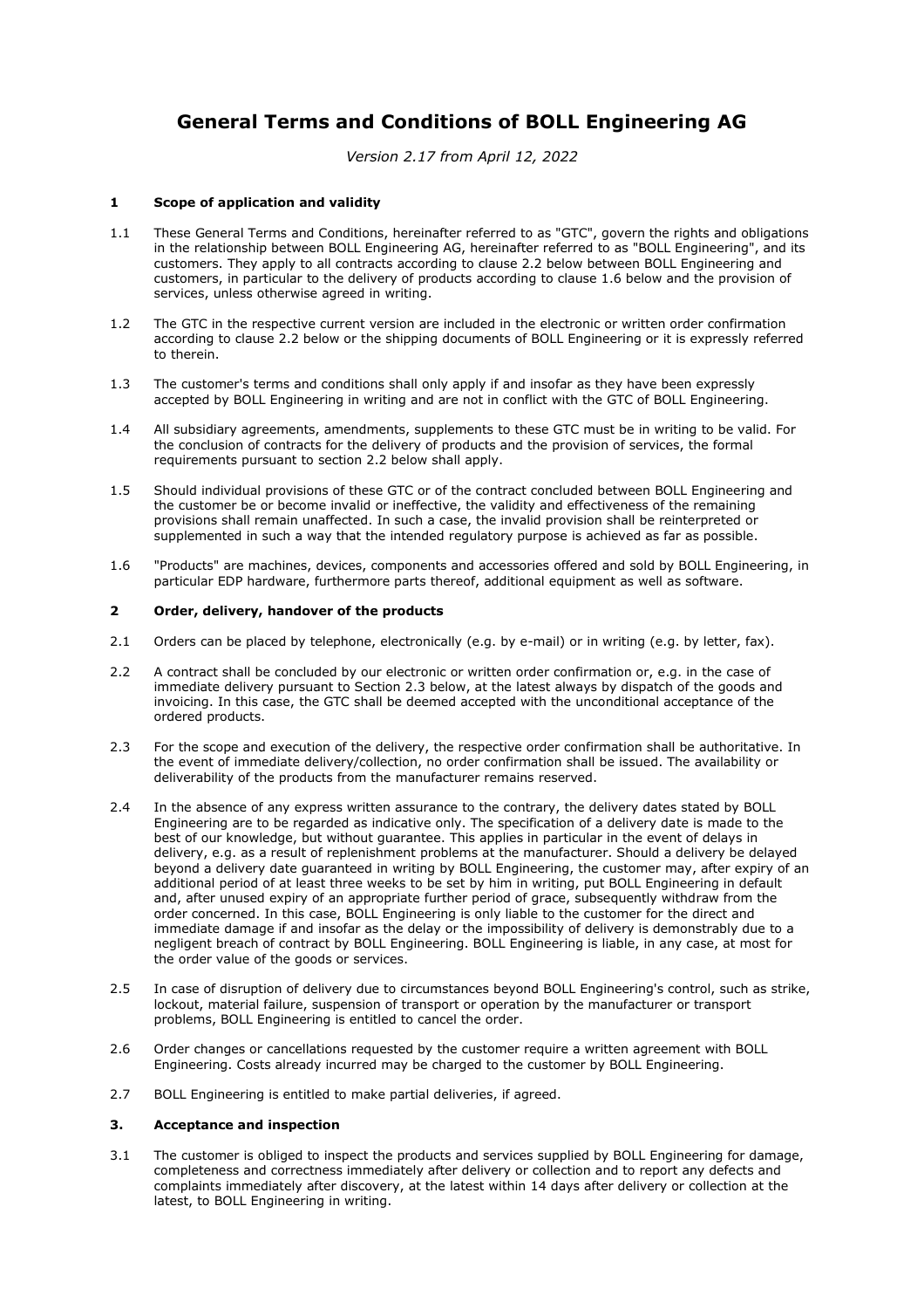# General Terms and Conditions of BOLL Engineering AG

*Version 2.17 from April 12, 2022*

## 1 Scope of application and validity

1.1 These General Terms and Conditions, hereinafter referred to as "GTC", govern the rights and obligations in the relationship between BOLL Engineering AG, hereinafter referred to as "BOLL Engineering", and its customers. They apply to all contracts according to clause 2.2 below between BOLL Engineering and customers, in particular to the delivery of products according to clause 1.6 below and the provision of services, unless otherwise agreed in writing.

1.2 The GTC in the respective current version are included in the electronic or written order confirmation according to clause 2.2 below or the shipping documents of BOLL Engineering or it is expressly referred to therein.

1.3 The customer's terms and conditions shall only apply if and insofar as they have been expressly accepted by BOLL Engineering in writing and are not in conflict with the GTC of BOLL Engineering.

1.4 All subsidiary agreements, amendments, supplements to these GTC must be in writing to be valid. For the conclusion of contracts for the delivery of products and the provision of services, the formal requirements pursuant to section 2.2 below shall apply.

1.5 Should individual provisions of these GTC or of the contract concluded between BOLL Engineering and the customer be or become invalid or ineffective, the validity and effectiveness of the remaining provisions shall remain unaffected. In such a case, the invalid provision shall be reinterpreted or supplemented in such a way that the intended regulatory purpose is achieved as far as possible.

1.6 "Products" are machines, devices, components and accessories offered and sold by BOLL Engineering, in particular EDP hardware, furthermore parts thereof, additional equipment as well as software.

## 2 Order, delivery, handover of the products

2.1 Orders can be placed by telephone, electronically (e.g. by e-mail) or in writing (e.g. by letter, fax).

2.2 A contract shall be concluded by our electronic or written order confirmation or, e.g. in the case of immediate delivery pursuant to Section 2.3 below, at the latest always by dispatch of the goods and invoicing. In this case, the GTC shall be deemed accepted with the unconditional acceptance of the ordered products.

2.3 For the scope and execution of the delivery, the respective order confirmation shall be authoritative. In the event of immediate delivery/collection, no order confirmation shall be issued. The availability or deliverability of the products from the manufacturer remains reserved.

2.4 In the absence of any express written assurance to the contrary, the delivery dates stated by BOLL Engineering are to be regarded as indicative only. The specification of a delivery date is made to the best of our knowledge, but without guarantee. This applies in particular in the event of delays in delivery, e.g. as a result of replenishment problems at the manufacturer. Should a delivery be delayed beyond a delivery date guaranteed in writing by BOLL Engineering, the customer may, after expiry of an additional period of at least three weeks to be set by him in writing, put BOLL Engineering in default and, after unused expiry of an appropriate further period of grace, subsequently withdraw from the order concerned. In this case, BOLL Engineering is only liable to the customer for the direct and immediate damage if and insofar as the delay or the impossibility of delivery is demonstrably due to a negligent breach of contract by BOLL Engineering. BOLL Engineering is liable, in any case, at most for the order value of the goods or services.

2.5 In case of disruption of delivery due to circumstances beyond BOLL Engineering's control, such as strike, lockout, material failure, suspension of transport or operation by the manufacturer or transport problems, BOLL Engineering is entitled to cancel the order.

2.6 Order changes or cancellations requested by the customer require a written agreement with BOLL Engineering. Costs already incurred may be charged to the customer by BOLL Engineering.

2.7 BOLL Engineering is entitled to make partial deliveries, if agreed.

## 3. Acceptance and inspection

3.1 The customer is obliged to inspect the products and services supplied by BOLL Engineering for damage, completeness and correctness immediately after delivery or collection and to report any defects and complaints immediately after discovery, at the latest within 14 days after delivery or collection at the latest, to BOLL Engineering in writing.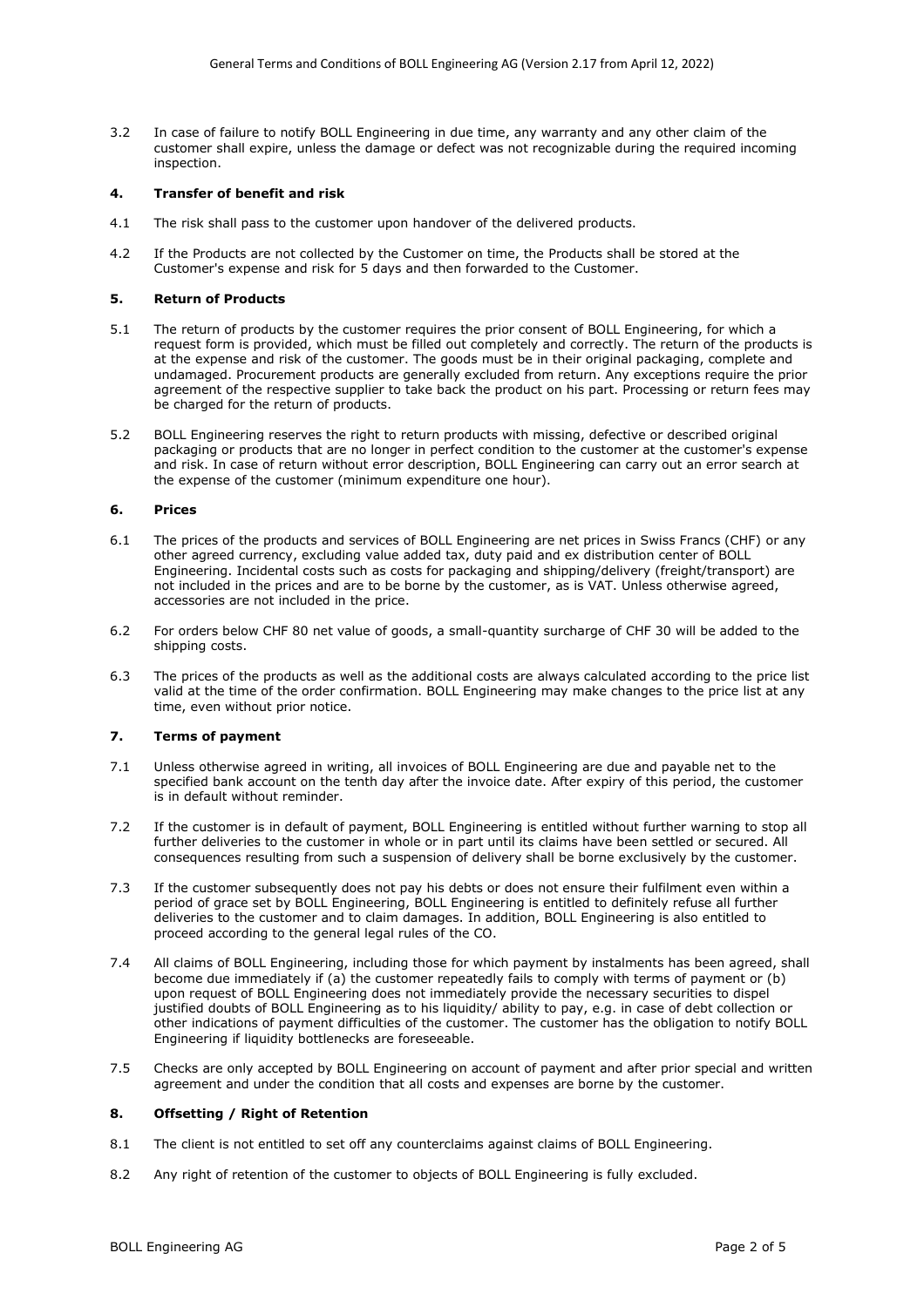3.2 In case of failure to notify BOLL Engineering in due time, any warranty and any other claim of the customer shall expire, unless the damage or defect was not recognizable during the required incoming inspection.

## 4. Transfer of benefit and risk

4.1 The risk shall pass to the customer upon handover of the delivered products.

4.2 If the Products are not collected by the Customer on time, the Products shall be stored at the Customer's expense and risk for 5 days and then forwarded to the Customer.

## 5. Return of Products

5.1 The return of products by the customer requires the prior consent of BOLL Engineering, for which a request form is provided, which must be filled out completely and correctly. The return of the products is at the expense and risk of the customer. The goods must be in their original packaging, complete and undamaged. Procurement products are generally excluded from return. Any exceptions require the prior agreement of the respective supplier to take back the product on his part. Processing or return fees may be charged for the return of products.

5.2 BOLL Engineering reserves the right to return products with missing, defective or described original packaging or products that are no longer in perfect condition to the customer at the customer's expense and risk. In case of return without error description, BOLL Engineering can carry out an error search at the expense of the customer (minimum expenditure one hour).

## 6. Prices

6.1 The prices of the products and services of BOLL Engineering are net prices in Swiss Francs (CHF) or any other agreed currency, excluding value added tax, duty paid and ex distribution center of BOLL Engineering. Incidental costs such as costs for packaging and shipping/delivery (freight/transport) are not included in the prices and are to be borne by the customer, as is VAT. Unless otherwise agreed, accessories are not included in the price.

6.2 For orders below CHF 80 net value of goods, a small-quantity surcharge of CHF 30 will be added to the shipping costs.

6.3 The prices of the products as well as the additional costs are always calculated according to the price list valid at the time of the order confirmation. BOLL Engineering may make changes to the price list at any time, even without prior notice.

## 7. Terms of payment

7.1 Unless otherwise agreed in writing, all invoices of BOLL Engineering are due and payable net to the specified bank account on the tenth day after the invoice date. After expiry of this period, the customer is in default without reminder.

7.2 If the customer is in default of payment, BOLL Engineering is entitled without further warning to stop all further deliveries to the customer in whole or in part until its claims have been settled or secured. All consequences resulting from such a suspension of delivery shall be borne exclusively by the customer.

7.3 If the customer subsequently does not pay his debts or does not ensure their fulfilment even within a period of grace set by BOLL Engineering, BOLL Engineering is entitled to definitely refuse all further deliveries to the customer and to claim damages. In addition, BOLL Engineering is also entitled to proceed according to the general legal rules of the CO.

7.4 All claims of BOLL Engineering, including those for which payment by instalments has been agreed, shall become due immediately if (a) the customer repeatedly fails to comply with terms of payment or (b) upon request of BOLL Engineering does not immediately provide the necessary securities to dispel justified doubts of BOLL Engineering as to his liquidity/ ability to pay, e.g. in case of debt collection or other indications of payment difficulties of the customer. The customer has the obligation to notify BOLL Engineering if liquidity bottlenecks are foreseeable.

7.5 Checks are only accepted by BOLL Engineering on account of payment and after prior special and written agreement and under the condition that all costs and expenses are borne by the customer.

## 8. Offsetting / Right of Retention

8.1 The client is not entitled to set off any counterclaims against claims of BOLL Engineering.

8.2 Any right of retention of the customer to objects of BOLL Engineering is fully excluded.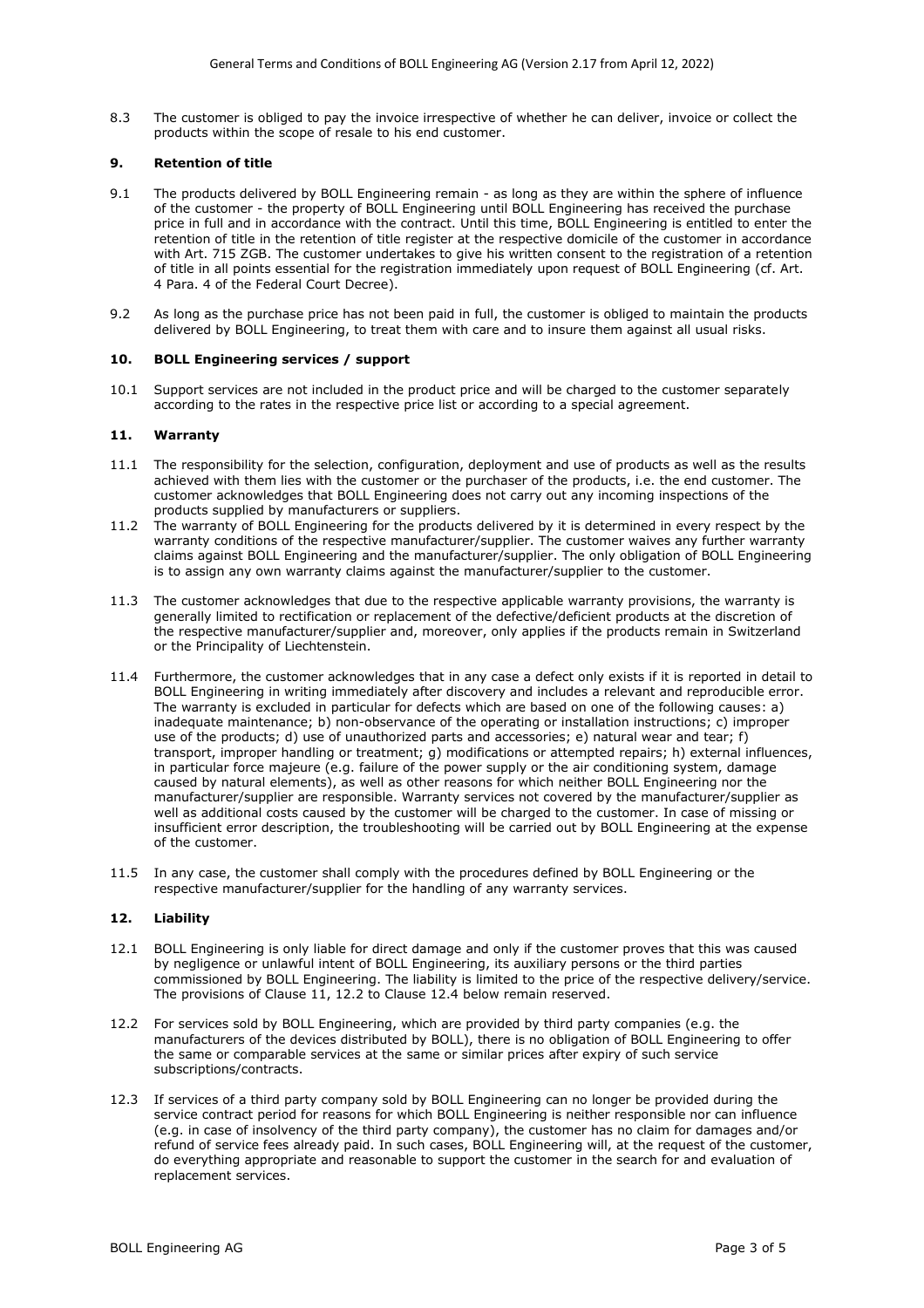8.3 The customer is obliged to pay the invoice irrespective of whether he can deliver, invoice or collect the products within the scope of resale to his end customer.

## 9. Retention of title

9.1 The products delivered by BOLL Engineering remain - as long as they are within the sphere of influence of the customer - the property of BOLL Engineering until BOLL Engineering has received the purchase price in full and in accordance with the contract. Until this time, BOLL Engineering is entitled to enter the retention of title in the retention of title register at the respective domicile of the customer in accordance with Art. 715 ZGB. The customer undertakes to give his written consent to the registration of a retention of title in all points essential for the registration immediately upon request of BOLL Engineering (cf. Art. 4 Para. 4 of the Federal Court Decree).

9.2 As long as the purchase price has not been paid in full, the customer is obliged to maintain the products delivered by BOLL Engineering, to treat them with care and to insure them against all usual risks.

## 10. BOLL Engineering services / support

10.1 Support services are not included in the product price and will be charged to the customer separately according to the rates in the respective price list or according to a special agreement.

## 11. Warranty

11.1 The responsibility for the selection, configuration, deployment and use of products as well as the results achieved with them lies with the customer or the purchaser of the products, i.e. the end customer. The customer acknowledges that BOLL Engineering does not carry out any incoming inspections of the products supplied by manufacturers or suppliers.

11.2 The warranty of BOLL Engineering for the products delivered by it is determined in every respect by the warranty conditions of the respective manufacturer/supplier. The customer waives any further warranty claims against BOLL Engineering and the manufacturer/supplier. The only obligation of BOLL Engineering is to assign any own warranty claims against the manufacturer/supplier to the customer.

11.3 The customer acknowledges that due to the respective applicable warranty provisions, the warranty is generally limited to rectification or replacement of the defective/deficient products at the discretion of the respective manufacturer/supplier and, moreover, only applies if the products remain in Switzerland or the Principality of Liechtenstein.

11.4 Furthermore, the customer acknowledges that in any case a defect only exists if it is reported in detail to BOLL Engineering in writing immediately after discovery and includes a relevant and reproducible error. The warranty is excluded in particular for defects which are based on one of the following causes: a) inadequate maintenance; b) non-observance of the operating or installation instructions; c) improper use of the products; d) use of unauthorized parts and accessories; e) natural wear and tear; f) transport, improper handling or treatment; g) modifications or attempted repairs; h) external influences, in particular force majeure (e.g. failure of the power supply or the air conditioning system, damage caused by natural elements), as well as other reasons for which neither BOLL Engineering nor the manufacturer/supplier are responsible. Warranty services not covered by the manufacturer/supplier as well as additional costs caused by the customer will be charged to the customer. In case of missing or insufficient error description, the troubleshooting will be carried out by BOLL Engineering at the expense of the customer.

11.5 In any case, the customer shall comply with the procedures defined by BOLL Engineering or the respective manufacturer/supplier for the handling of any warranty services.

## 12. Liability

12.1 BOLL Engineering is only liable for direct damage and only if the customer proves that this was caused by negligence or unlawful intent of BOLL Engineering, its auxiliary persons or the third parties commissioned by BOLL Engineering. The liability is limited to the price of the respective delivery/service. The provisions of Clause 11, 12.2 to Clause 12.4 below remain reserved.

12.2 For services sold by BOLL Engineering, which are provided by third party companies (e.g. the manufacturers of the devices distributed by BOLL), there is no obligation of BOLL Engineering to offer the same or comparable services at the same or similar prices after expiry of such service subscriptions/contracts.

12.3 If services of a third party company sold by BOLL Engineering can no longer be provided during the service contract period for reasons for which BOLL Engineering is neither responsible nor can influence (e.g. in case of insolvency of the third party company), the customer has no claim for damages and/or refund of service fees already paid. In such cases, BOLL Engineering will, at the request of the customer, do everything appropriate and reasonable to support the customer in the search for and evaluation of replacement services.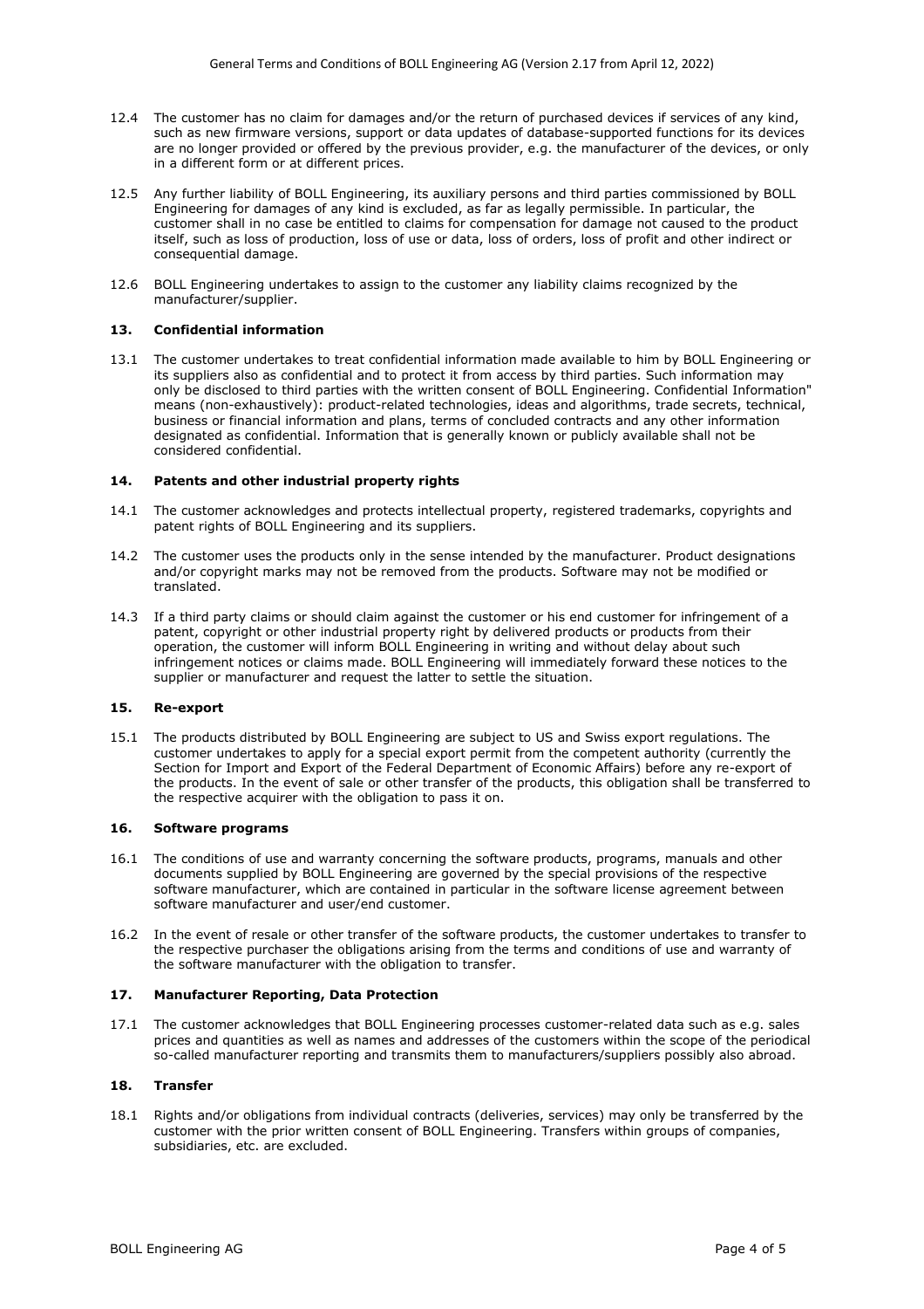12.4 The customer has no claim for damages and/or the return of purchased devices if services of any kind, such as new firmware versions, support or data updates of database-supported functions for its devices are no longer provided or offered by the previous provider, e.g. the manufacturer of the devices, or only in a different form or at different prices.

12.5 Any further liability of BOLL Engineering, its auxiliary persons and third parties commissioned by BOLL Engineering for damages of any kind is excluded, as far as legally permissible. In particular, the customer shall in no case be entitled to claims for compensation for damage not caused to the product itself, such as loss of production, loss of use or data, loss of orders, loss of profit and other indirect or consequential damage.

12.6 BOLL Engineering undertakes to assign to the customer any liability claims recognized by the manufacturer/supplier.

## 13. Confidential information

13.1 The customer undertakes to treat confidential information made available to him by BOLL Engineering or its suppliers also as confidential and to protect it from access by third parties. Such information may only be disclosed to third parties with the written consent of BOLL Engineering. Confidential Information" means (non-exhaustively): product-related technologies, ideas and algorithms, trade secrets, technical, business or financial information and plans, terms of concluded contracts and any other information designated as confidential. Information that is generally known or publicly available shall not be considered confidential.

## 14. Patents and other industrial property rights

14.1 The customer acknowledges and protects intellectual property, registered trademarks, copyrights and patent rights of BOLL Engineering and its suppliers.

14.2 The customer uses the products only in the sense intended by the manufacturer. Product designations and/or copyright marks may not be removed from the products. Software may not be modified or translated.

14.3 If a third party claims or should claim against the customer or his end customer for infringement of a patent, copyright or other industrial property right by delivered products or products from their operation, the customer will inform BOLL Engineering in writing and without delay about such infringement notices or claims made. BOLL Engineering will immediately forward these notices to the supplier or manufacturer and request the latter to settle the situation.

## 15. Re-export

15.1 The products distributed by BOLL Engineering are subject to US and Swiss export regulations. The customer undertakes to apply for a special export permit from the competent authority (currently the Section for Import and Export of the Federal Department of Economic Affairs) before any re-export of the products. In the event of sale or other transfer of the products, this obligation shall be transferred to the respective acquirer with the obligation to pass it on.

## 16. Software programs

16.1 The conditions of use and warranty concerning the software products, programs, manuals and other documents supplied by BOLL Engineering are governed by the special provisions of the respective software manufacturer, which are contained in particular in the software license agreement between software manufacturer and user/end customer.

16.2 In the event of resale or other transfer of the software products, the customer undertakes to transfer to the respective purchaser the obligations arising from the terms and conditions of use and warranty of the software manufacturer with the obligation to transfer.

## 17. Manufacturer Reporting, Data Protection

17.1 The customer acknowledges that BOLL Engineering processes customer-related data such as e.g. sales prices and quantities as well as names and addresses of the customers within the scope of the periodical so-called manufacturer reporting and transmits them to manufacturers/suppliers possibly also abroad.

## 18. Transfer

18.1 Rights and/or obligations from individual contracts (deliveries, services) may only be transferred by the customer with the prior written consent of BOLL Engineering. Transfers within groups of companies, subsidiaries, etc. are excluded.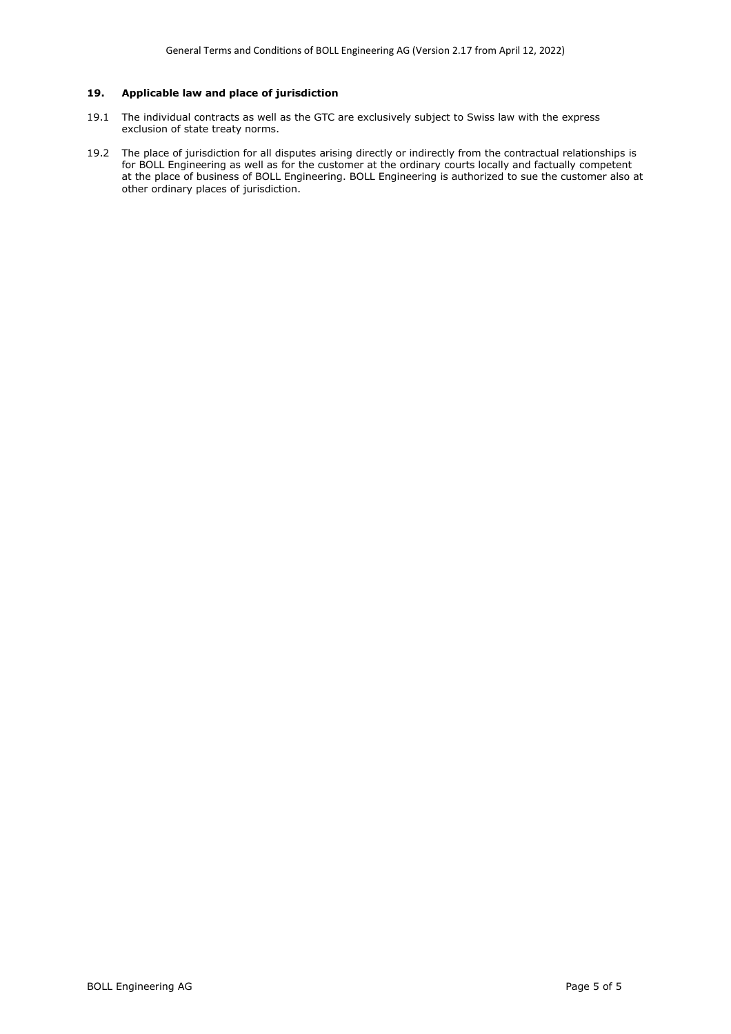## 19. Applicable law and place of jurisdiction

19.1 The individual contracts as well as the GTC are exclusively subject to Swiss law with the express exclusion of state treaty norms.

19.2 The place of jurisdiction for all disputes arising directly or indirectly from the contractual relationships is for BOLL Engineering as well as for the customer at the ordinary courts locally and factually competent at the place of business of BOLL Engineering. BOLL Engineering is authorized to sue the customer also at other ordinary places of jurisdiction.